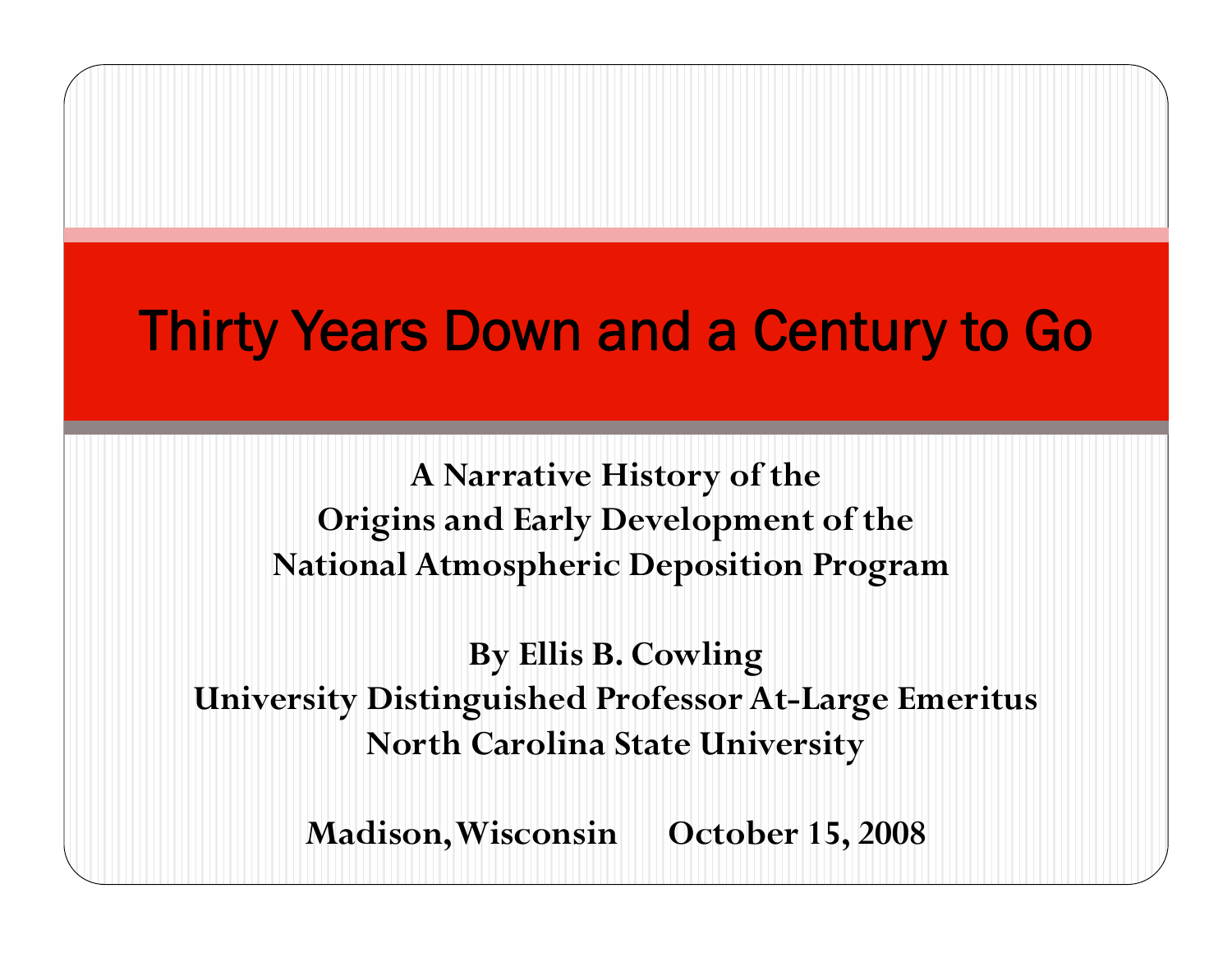# Thirty Years Down and a Century to Go

**A Narrative History of the Origins and Early Development of the National Atmospheric Deposition Program**

**By Ellis B. Cowling**
**University Distinguished Professor At-Large Emeritus**
**North Carolina State University**

**Madison, Wisconsin October 15, 2008**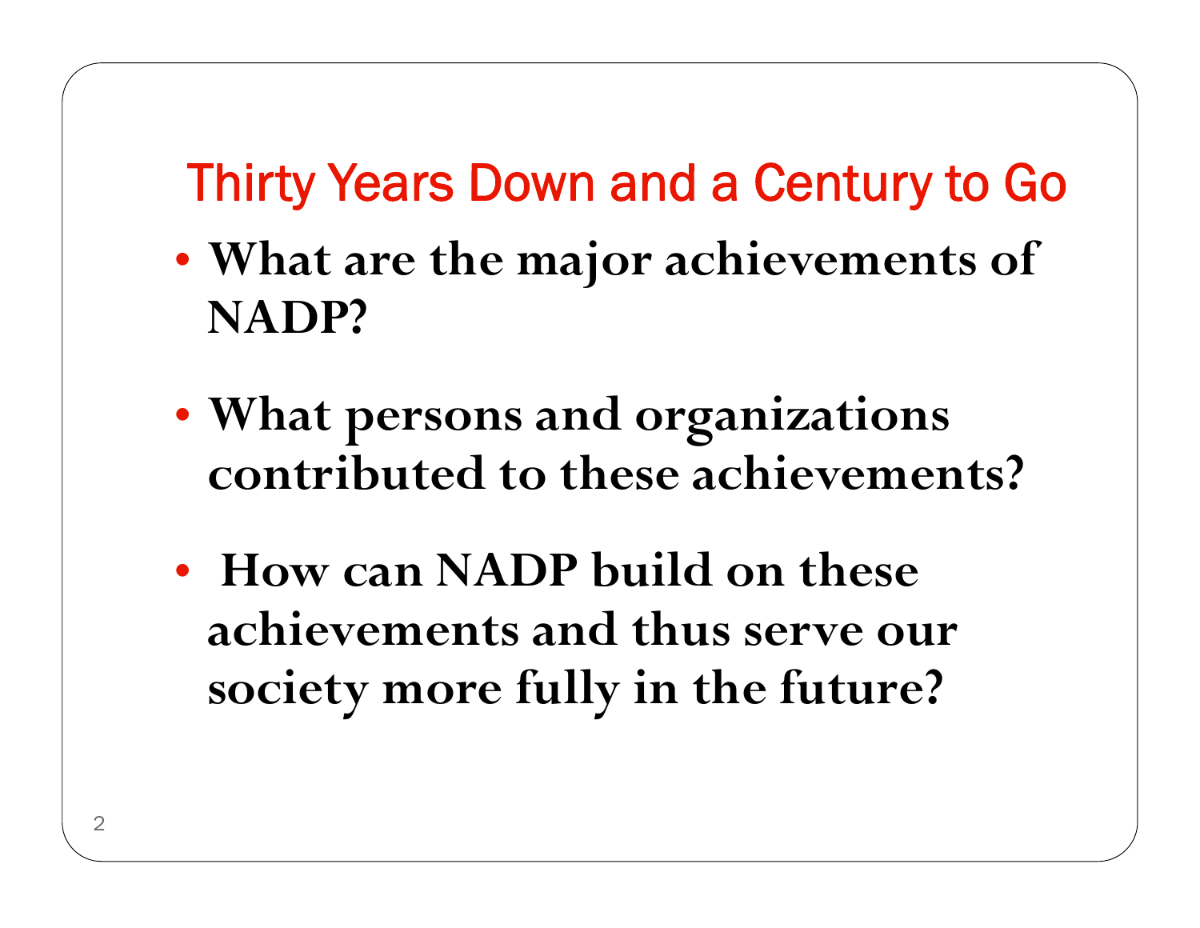## Thirty Years Down and a Century to Go

- **What are the major achievements of NADP?**
- **What persons and organizations contributed to these achievements?**
- **How can NADP build on these achievements and thus serve our society more fully in the future?**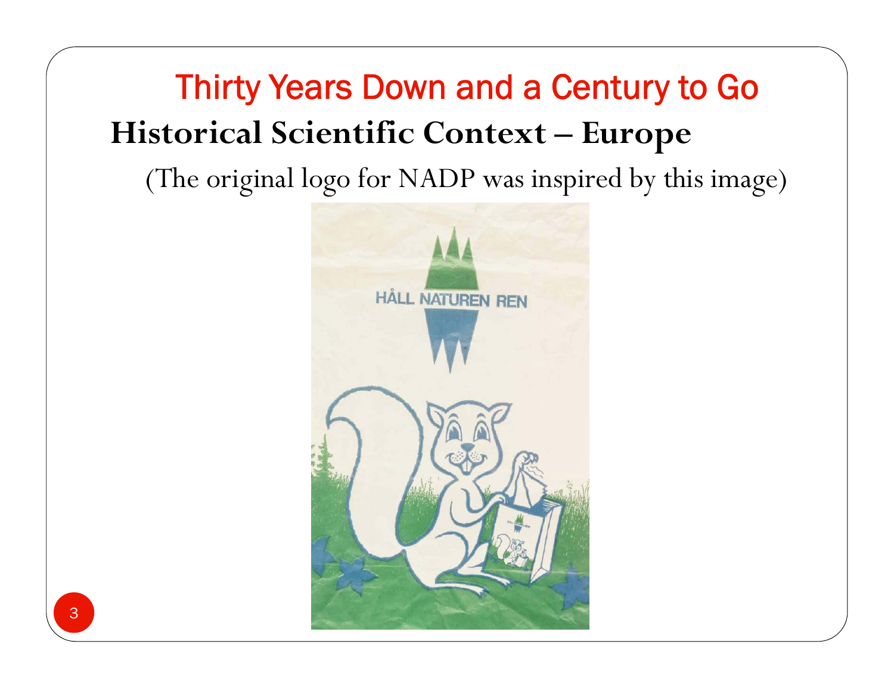# Thirty Years Down and a Century to Go

## Historical Scientific Context – Europe

(The original logo for NADP was inspired by this image)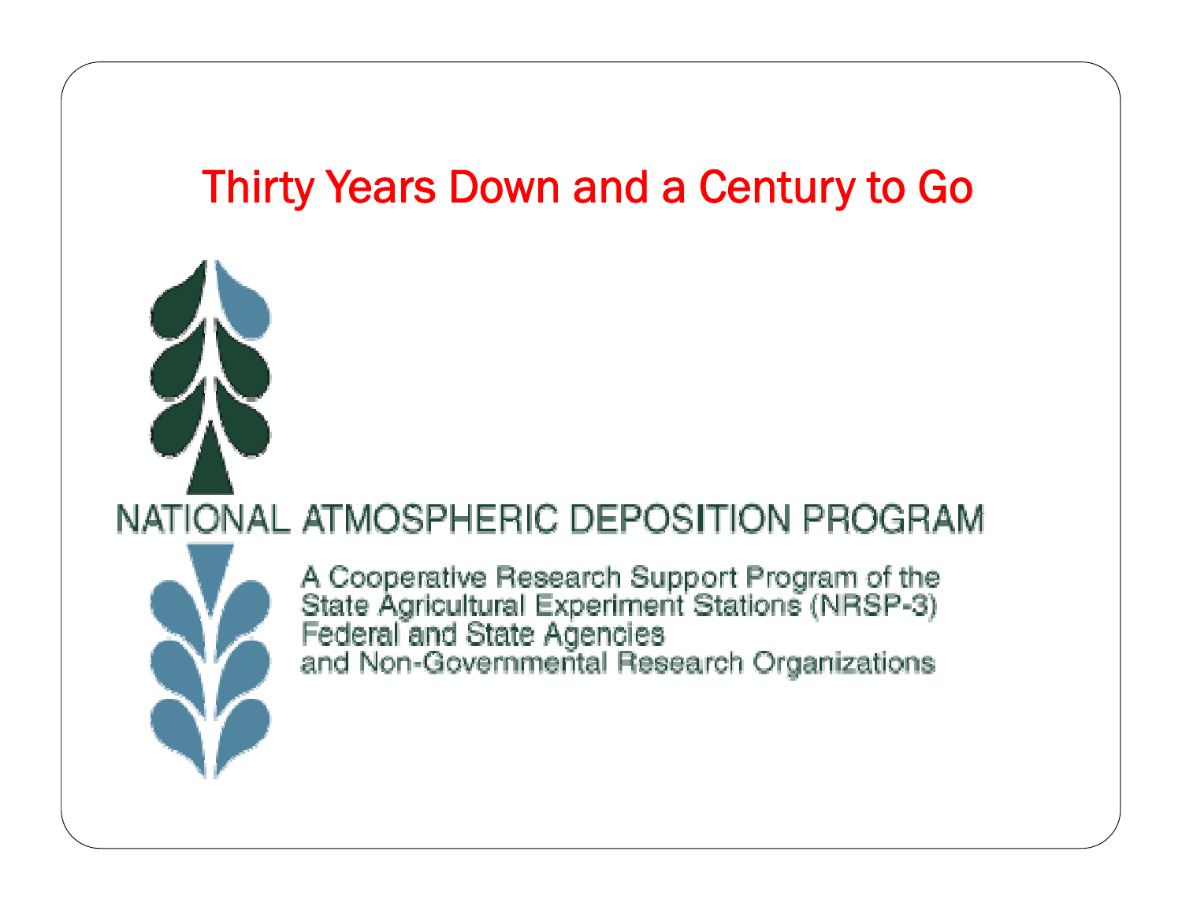# Thirty Years Down and a Century to Go

NATIONAL ATMOSPHERIC DEPOSITION PROGRAM

A Cooperative Research Support Program of the
State Agricultural Experiment Stations (NRSP-3)
Federal and State Agencies
and Non-Governmental Research Organizations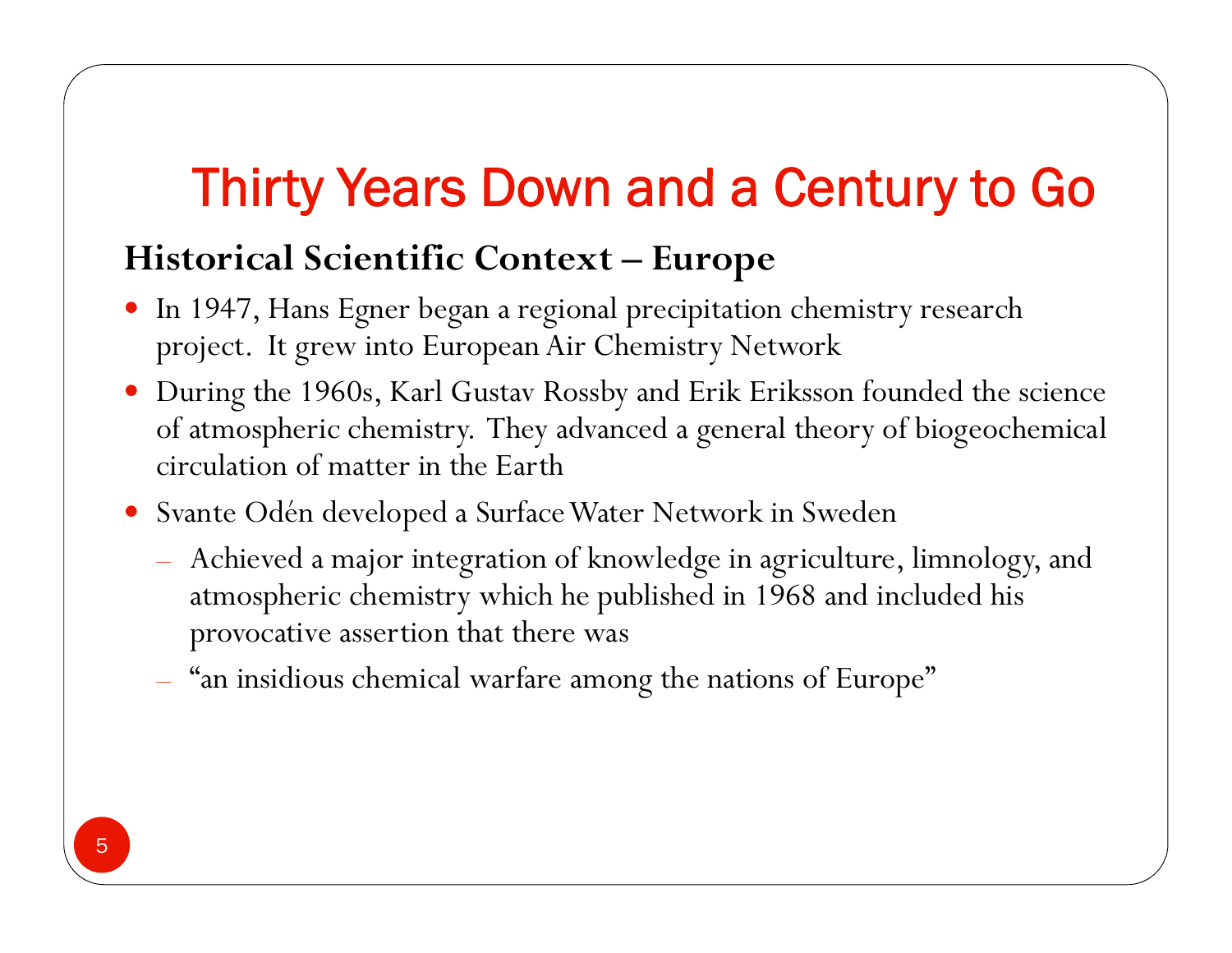# Thirty Years Down and a Century to Go

## Historical Scientific Context – Europe

- In 1947, Hans Egner began a regional precipitation chemistry research project. It grew into European Air Chemistry Network
- During the 1960s, Karl Gustav Rossby and Erik Eriksson founded the science of atmospheric chemistry. They advanced a general theory of biogeochemical circulation of matter in the Earth
- Svante Odén developed a Surface Water Network in Sweden
  - Achieved a major integration of knowledge in agriculture, limnology, and atmospheric chemistry which he published in 1968 and included his provocative assertion that there was
  - "an insidious chemical warfare among the nations of Europe"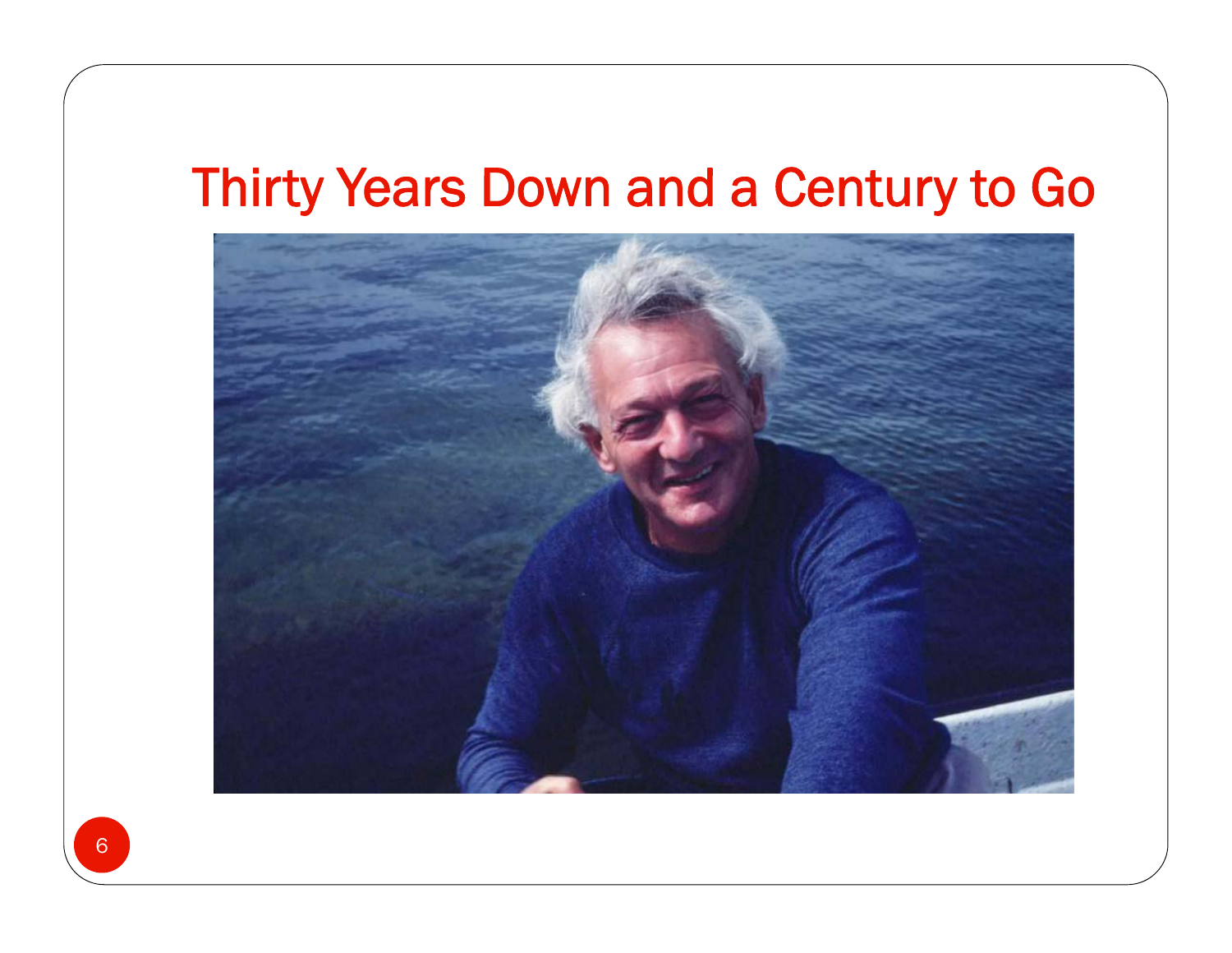# Thirty Years Down and a Century to Go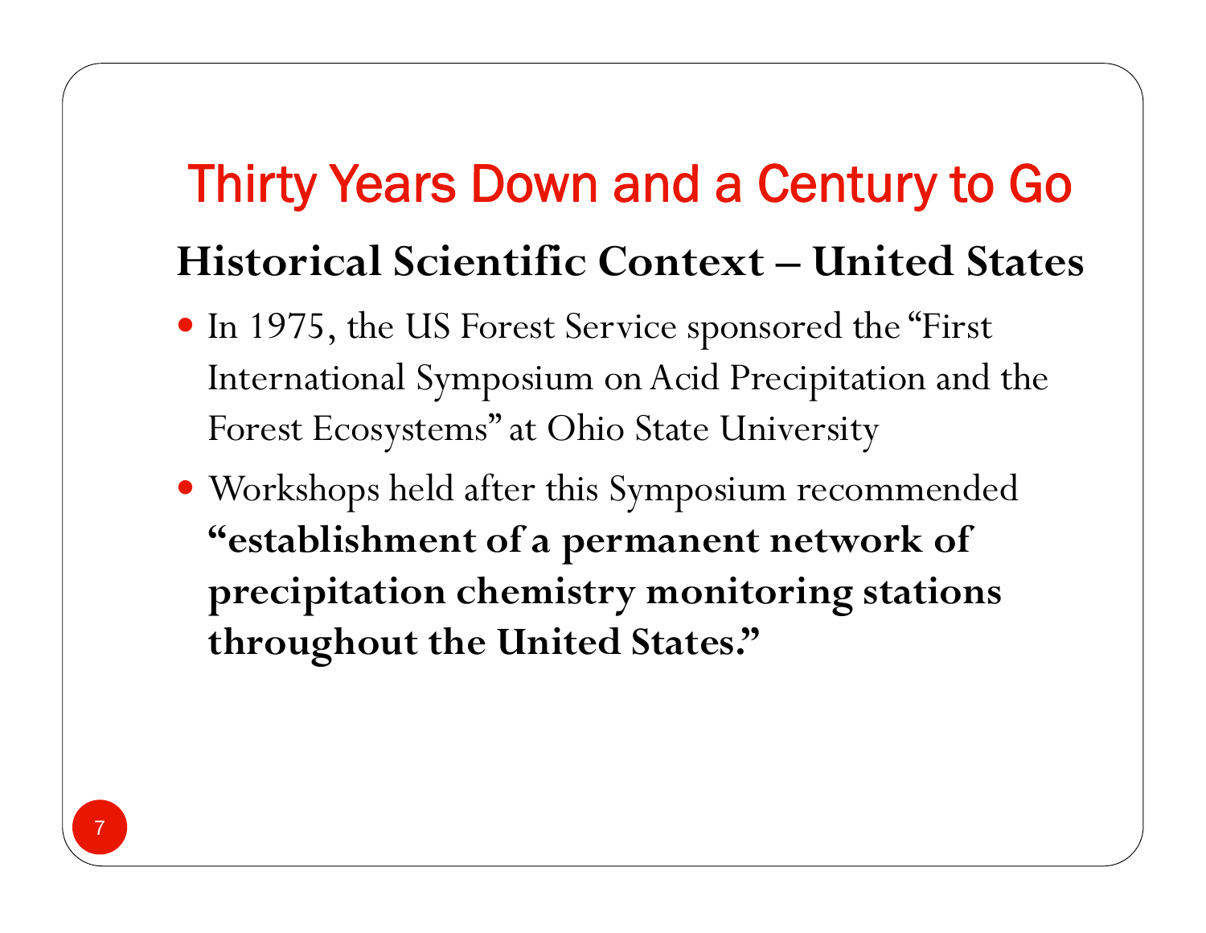# Thirty Years Down and a Century to Go

## Historical Scientific Context – United States

- In 1975, the US Forest Service sponsored the "First International Symposium on Acid Precipitation and the Forest Ecosystems" at Ohio State University
- Workshops held after this Symposium recommended **"establishment of a permanent network of precipitation chemistry monitoring stations throughout the United States."**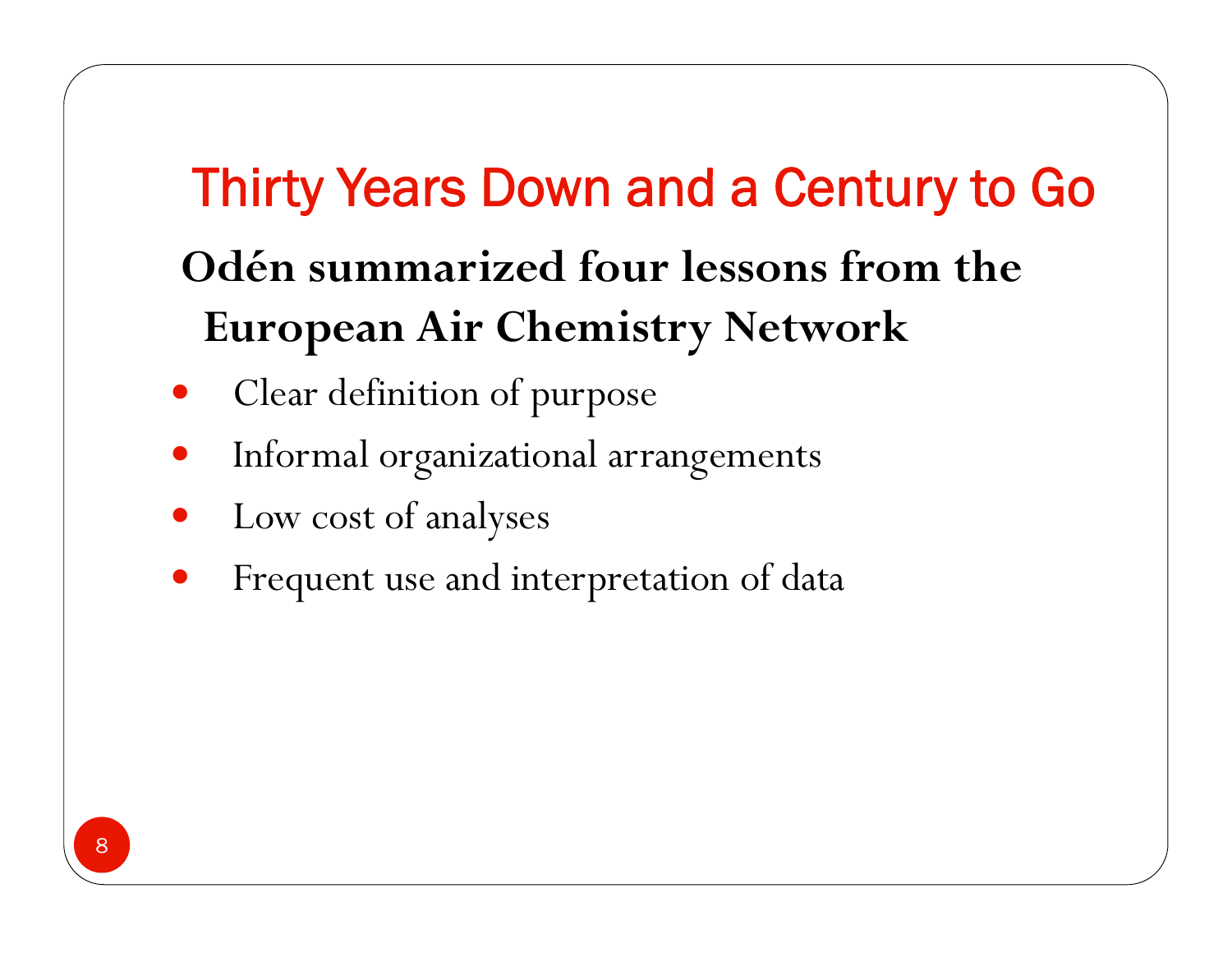# Thirty Years Down and a Century to Go

**Odén summarized four lessons from the European Air Chemistry Network**

- Clear definition of purpose
- Informal organizational arrangements
- Low cost of analyses
- Frequent use and interpretation of data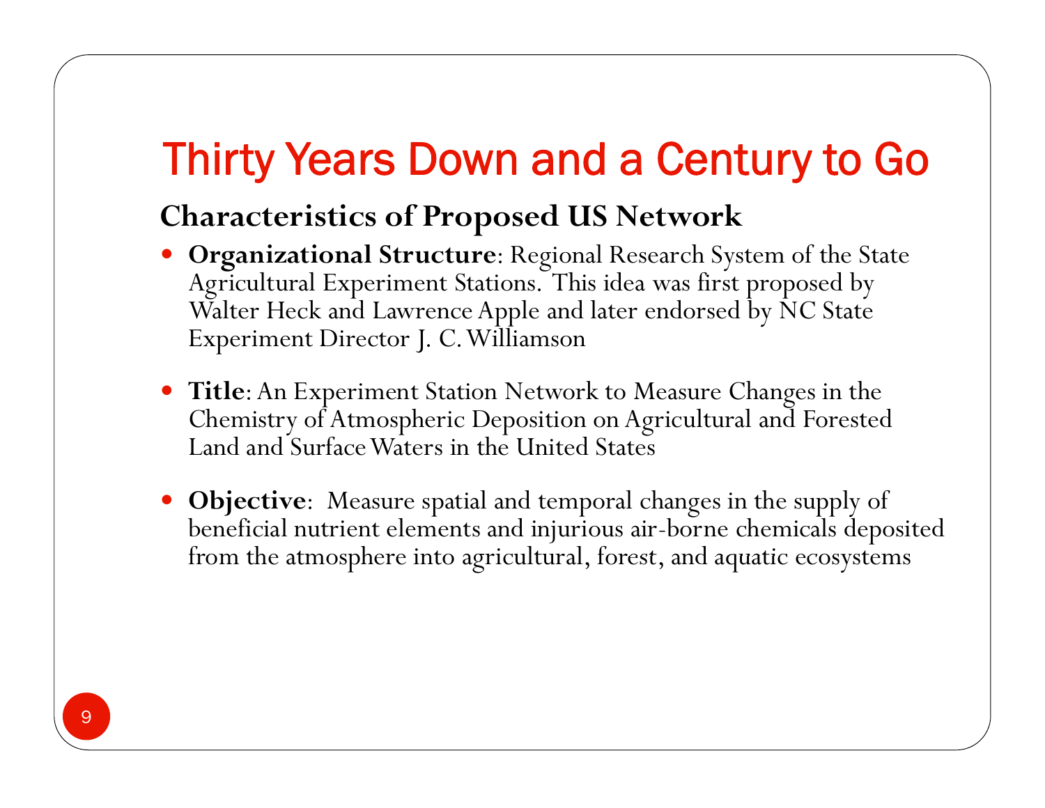# Thirty Years Down and a Century to Go

## Characteristics of Proposed US Network

- **Organizational Structure**: Regional Research System of the State Agricultural Experiment Stations. This idea was first proposed by Walter Heck and Lawrence Apple and later endorsed by NC State Experiment Director J. C. Williamson

- **Title**: An Experiment Station Network to Measure Changes in the Chemistry of Atmospheric Deposition on Agricultural and Forested Land and Surface Waters in the United States

- **Objective**: Measure spatial and temporal changes in the supply of beneficial nutrient elements and injurious air-borne chemicals deposited from the atmosphere into agricultural, forest, and aquatic ecosystems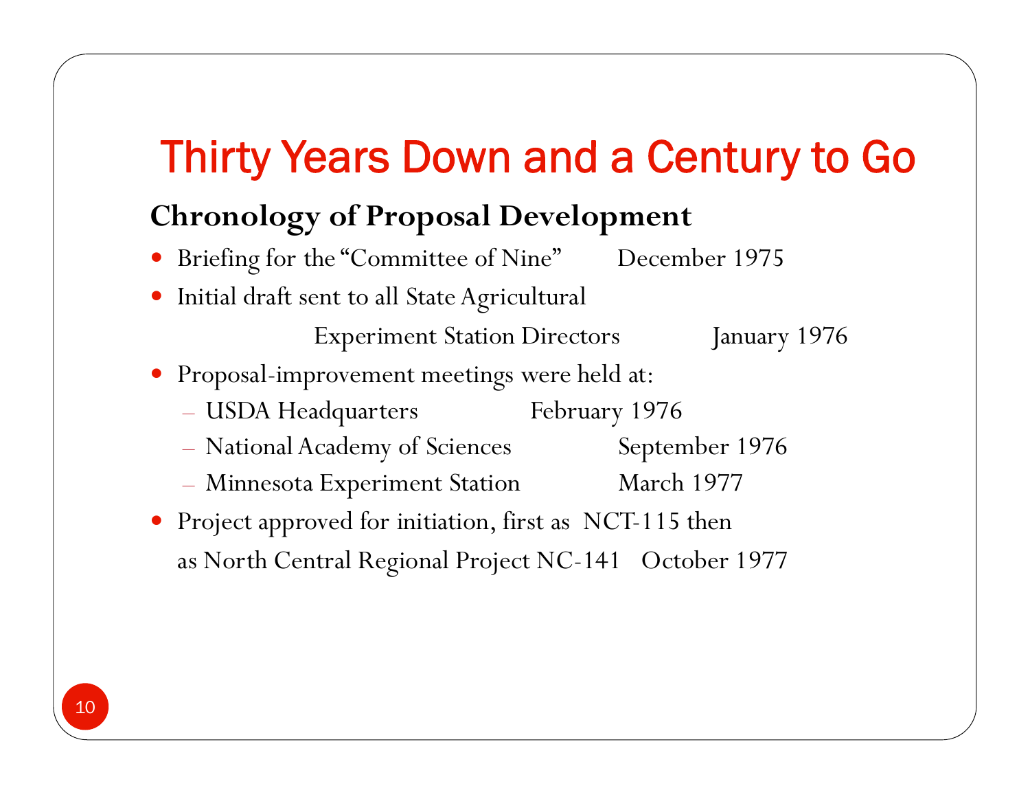# Thirty Years Down and a Century to Go

## Chronology of Proposal Development

- Briefing for the "Committee of Nine" December 1975
- Initial draft sent to all State Agricultural Experiment Station Directors January 1976
- Proposal-improvement meetings were held at:
  - USDA Headquarters February 1976
  - National Academy of Sciences September 1976
  - Minnesota Experiment Station March 1977
- Project approved for initiation, first as NCT-115 then as North Central Regional Project NC-141 October 1977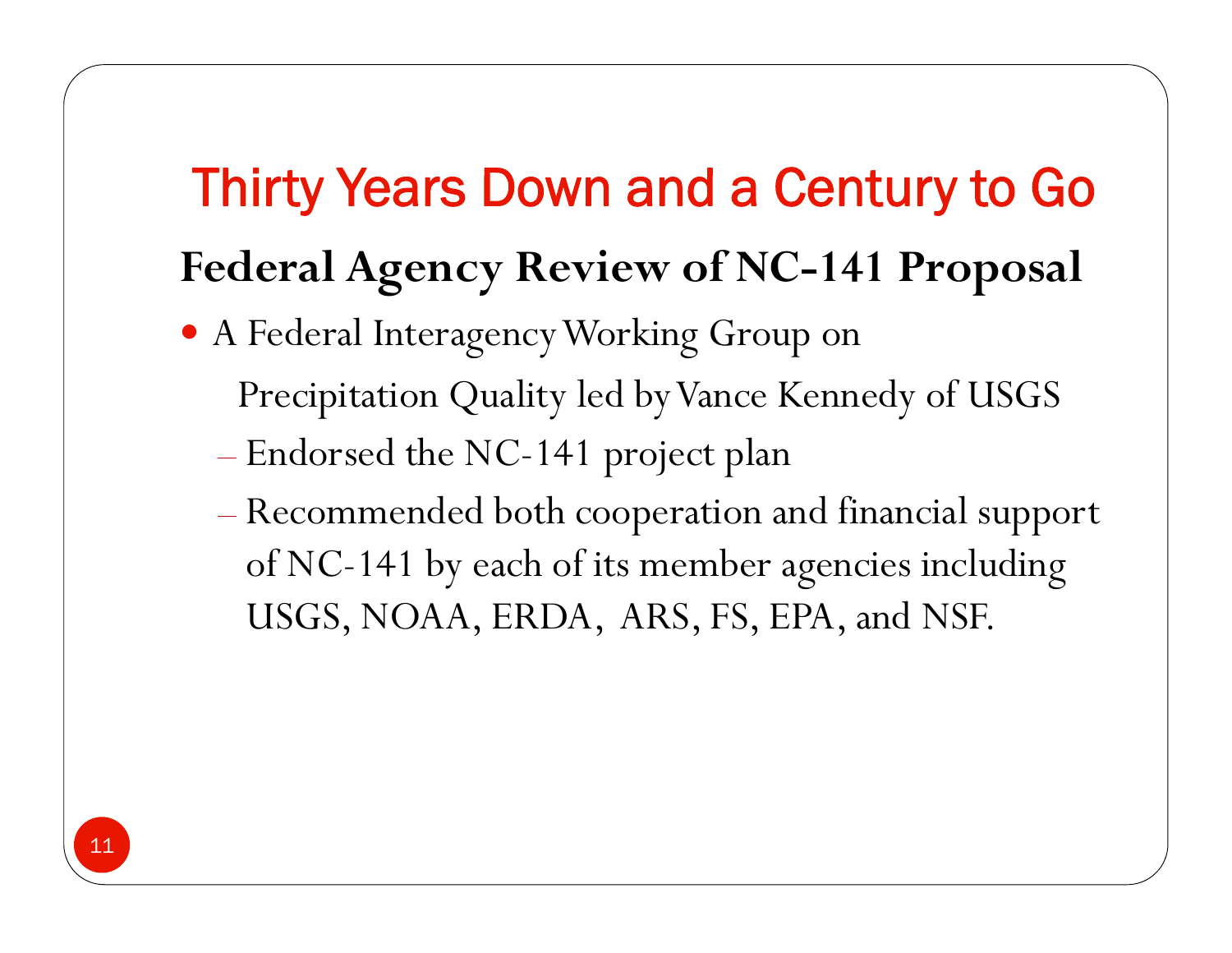# Thirty Years Down and a Century to Go

## Federal Agency Review of NC-141 Proposal

- A Federal Interagency Working Group on Precipitation Quality led by Vance Kennedy of USGS
  - Endorsed the NC-141 project plan
  - Recommended both cooperation and financial support of NC-141 by each of its member agencies including USGS, NOAA, ERDA, ARS, FS, EPA, and NSF.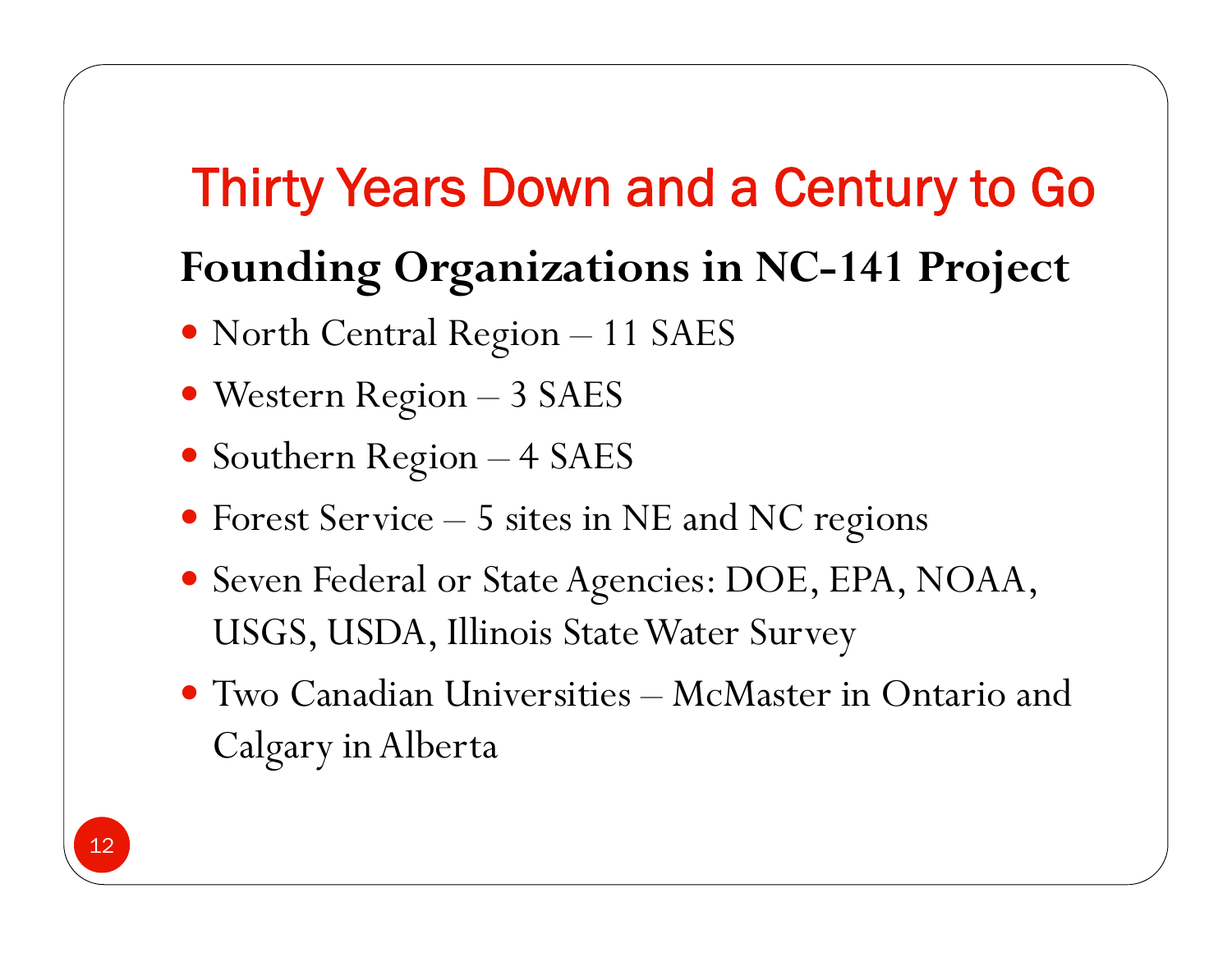# Thirty Years Down and a Century to Go

## Founding Organizations in NC-141 Project

- North Central Region – 11 SAES
- Western Region – 3 SAES
- Southern Region – 4 SAES
- Forest Service – 5 sites in NE and NC regions
- Seven Federal or State Agencies: DOE, EPA, NOAA, USGS, USDA, Illinois State Water Survey
- Two Canadian Universities – McMaster in Ontario and Calgary in Alberta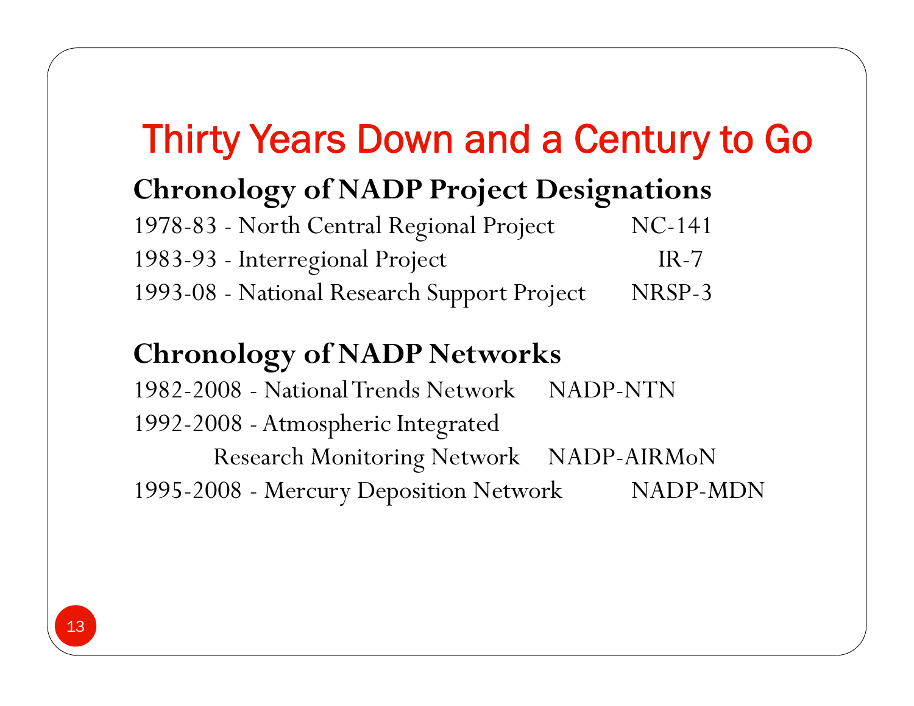# Thirty Years Down and a Century to Go

## Chronology of NADP Project Designations

1978-83 - North Central Regional Project NC-141

1983-93 - Interregional Project IR-7

1993-08 - National Research Support Project NRSP-3

## Chronology of NADP Networks

1982-2008 - National Trends Network NADP-NTN

1992-2008 - Atmospheric Integrated Research Monitoring Network NADP-AIRMoN

1995-2008 - Mercury Deposition Network NADP-MDN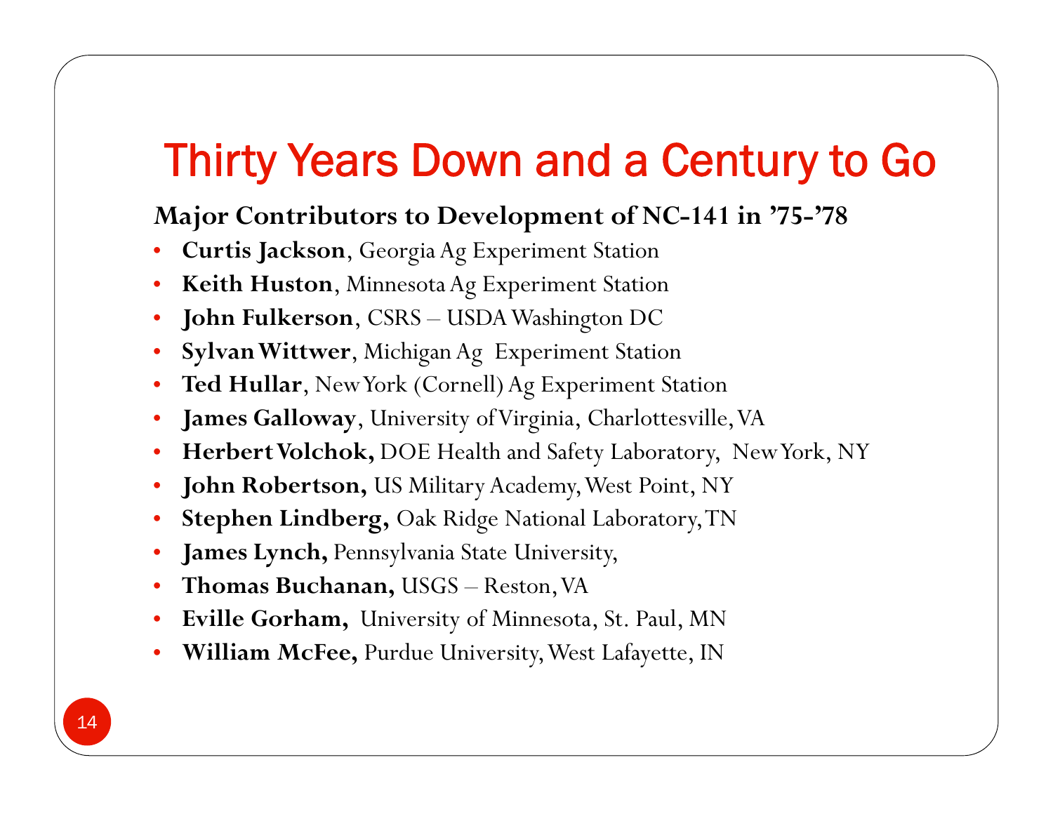# Thirty Years Down and a Century to Go

**Major Contributors to Development of NC-141 in '75-'78**

- **Curtis Jackson**, Georgia Ag Experiment Station
- **Keith Huston**, Minnesota Ag Experiment Station
- **John Fulkerson**, CSRS – USDA Washington DC
- **Sylvan Wittwer**, Michigan Ag Experiment Station
- **Ted Hullar**, New York (Cornell) Ag Experiment Station
- **James Galloway**, University of Virginia, Charlottesville, VA
- **Herbert Volchok,** DOE Health and Safety Laboratory, New York, NY
- **John Robertson,** US Military Academy, West Point, NY
- **Stephen Lindberg,** Oak Ridge National Laboratory, TN
- **James Lynch,** Pennsylvania State University,
- **Thomas Buchanan,** USGS – Reston, VA
- **Eville Gorham,** University of Minnesota, St. Paul, MN
- **William McFee,** Purdue University, West Lafayette, IN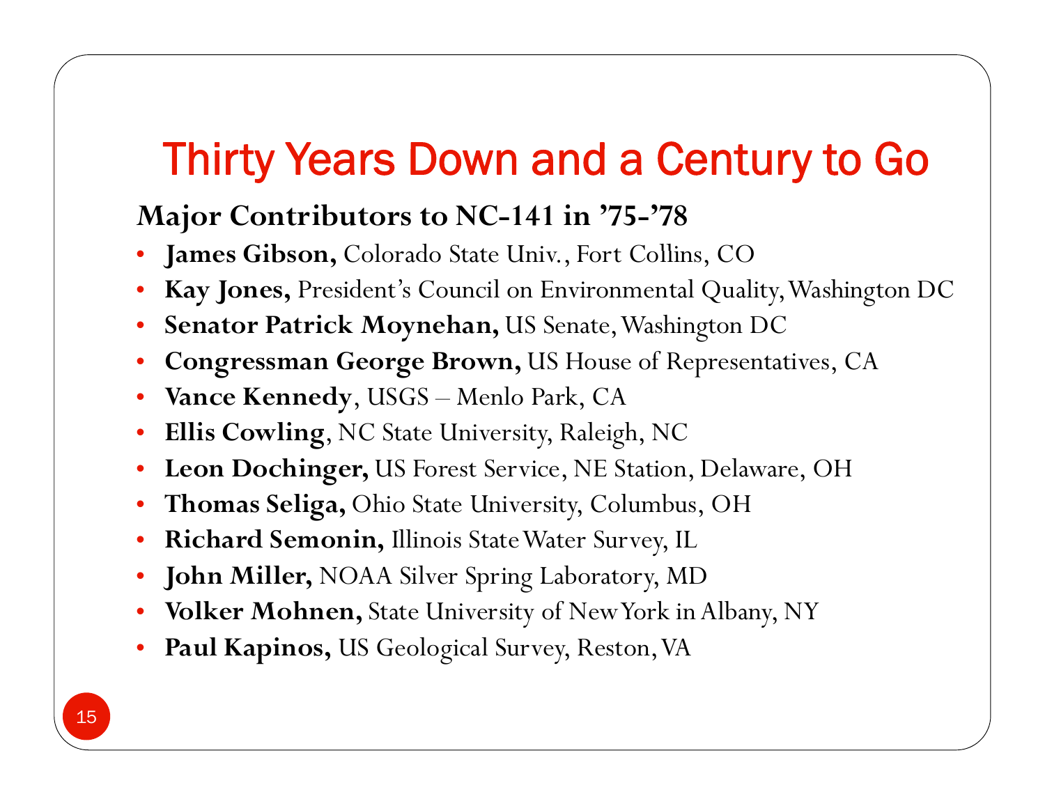# Thirty Years Down and a Century to Go

**Major Contributors to NC-141 in '75-'78**

- **James Gibson,** Colorado State Univ., Fort Collins, CO
- **Kay Jones,** President's Council on Environmental Quality, Washington DC
- **Senator Patrick Moynehan,** US Senate, Washington DC
- **Congressman George Brown,** US House of Representatives, CA
- **Vance Kennedy**, USGS – Menlo Park, CA
- **Ellis Cowling**, NC State University, Raleigh, NC
- **Leon Dochinger,** US Forest Service, NE Station, Delaware, OH
- **Thomas Seliga,** Ohio State University, Columbus, OH
- **Richard Semonin,** Illinois State Water Survey, IL
- **John Miller,** NOAA Silver Spring Laboratory, MD
- **Volker Mohnen,** State University of New York in Albany, NY
- **Paul Kapinos,** US Geological Survey, Reston, VA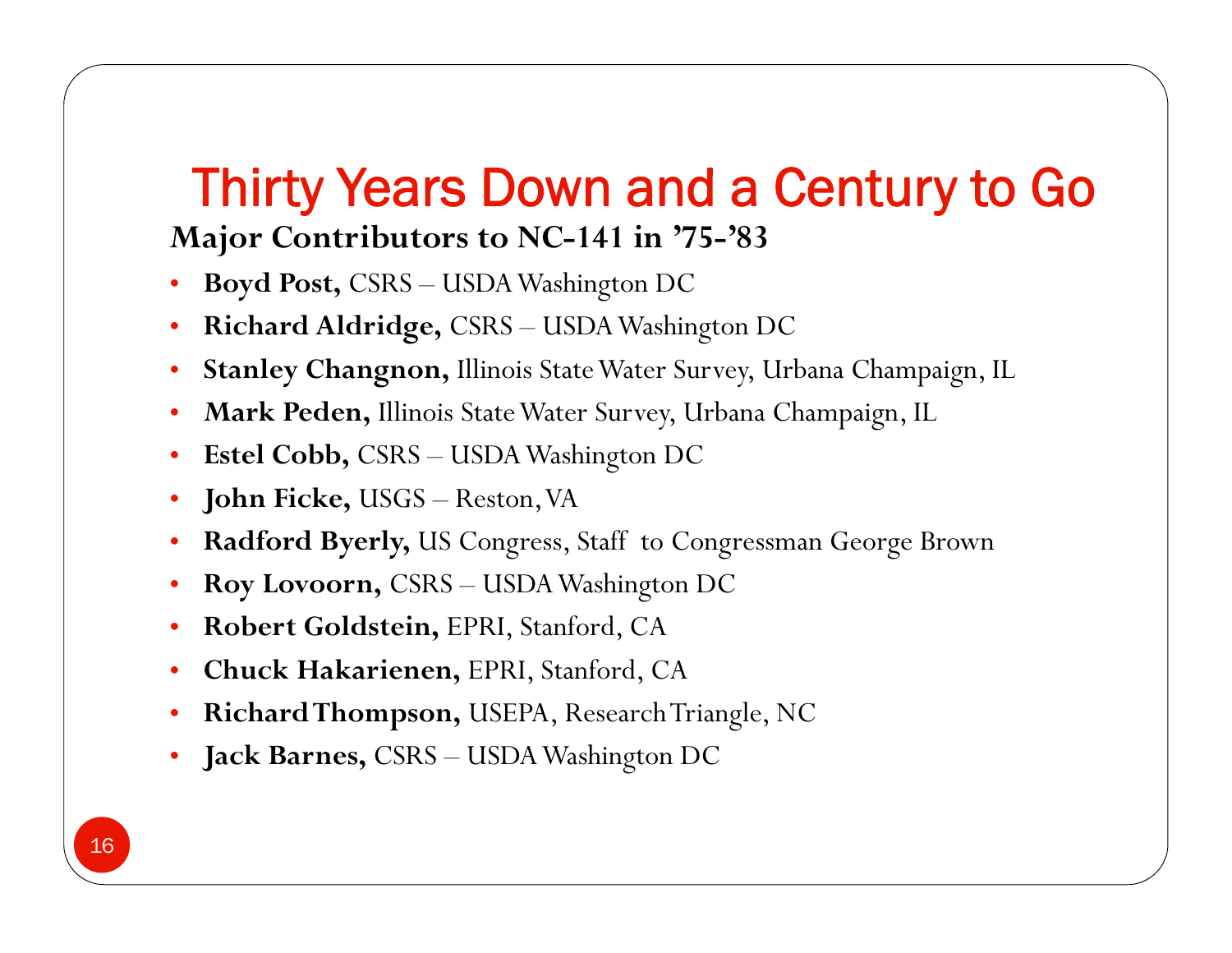# Thirty Years Down and a Century to Go

**Major Contributors to NC-141 in '75-'83**

- **Boyd Post,** CSRS – USDA Washington DC
- **Richard Aldridge,** CSRS – USDA Washington DC
- **Stanley Changnon,** Illinois State Water Survey, Urbana Champaign, IL
- **Mark Peden,** Illinois State Water Survey, Urbana Champaign, IL
- **Estel Cobb,** CSRS – USDA Washington DC
- **John Ficke,** USGS – Reston, VA
- **Radford Byerly,** US Congress, Staff to Congressman George Brown
- **Roy Lovoorn,** CSRS – USDA Washington DC
- **Robert Goldstein,** EPRI, Stanford, CA
- **Chuck Hakarienen,** EPRI, Stanford, CA
- **Richard Thompson,** USEPA, Research Triangle, NC
- **Jack Barnes,** CSRS – USDA Washington DC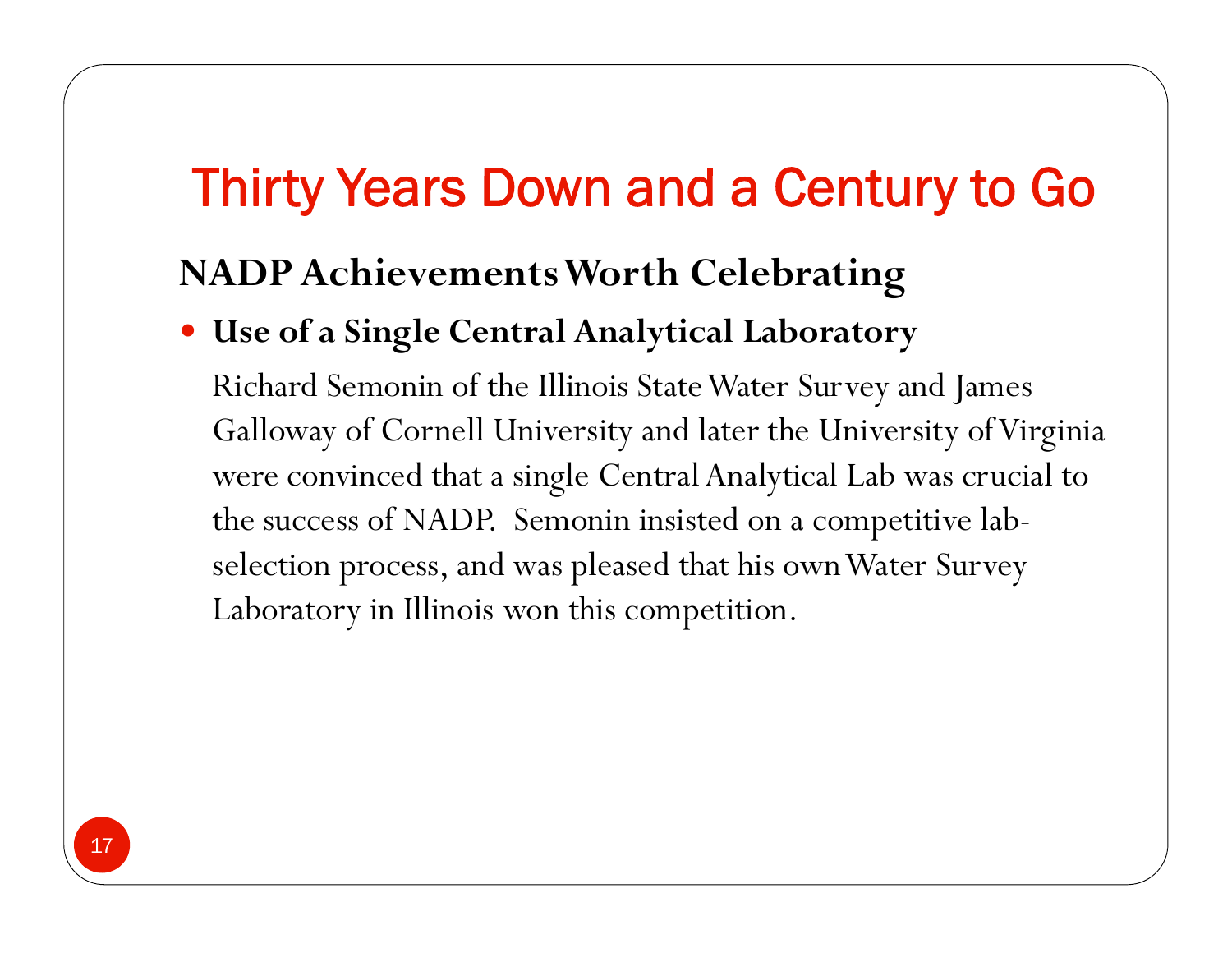# Thirty Years Down and a Century to Go

## NADP Achievements Worth Celebrating

- **Use of a Single Central Analytical Laboratory**

  Richard Semonin of the Illinois State Water Survey and James Galloway of Cornell University and later the University of Virginia were convinced that a single Central Analytical Lab was crucial to the success of NADP. Semonin insisted on a competitive lab-selection process, and was pleased that his own Water Survey Laboratory in Illinois won this competition.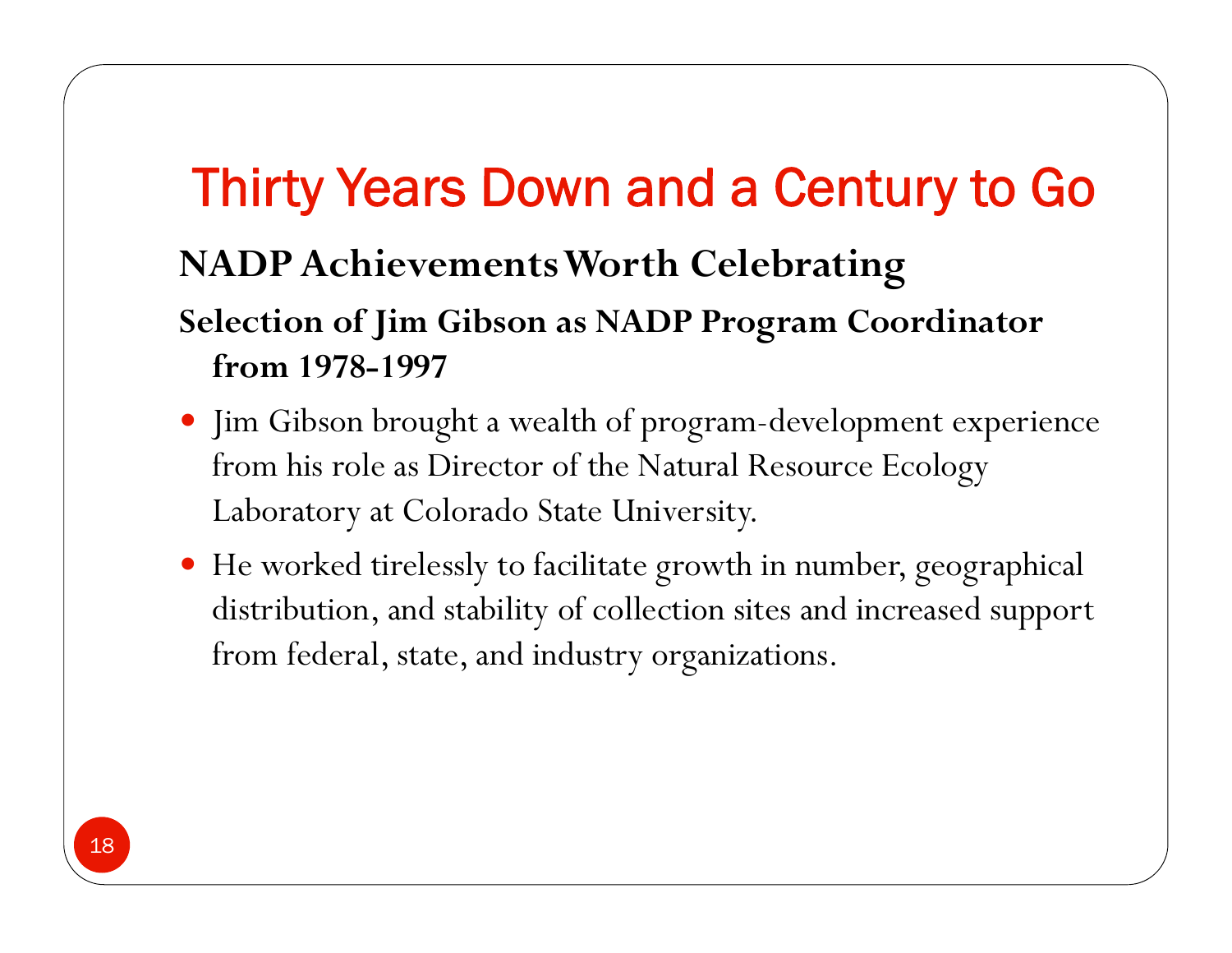# Thirty Years Down and a Century to Go

## NADP Achievements Worth Celebrating

### Selection of Jim Gibson as NADP Program Coordinator from 1978-1997

- Jim Gibson brought a wealth of program-development experience from his role as Director of the Natural Resource Ecology Laboratory at Colorado State University.
- He worked tirelessly to facilitate growth in number, geographical distribution, and stability of collection sites and increased support from federal, state, and industry organizations.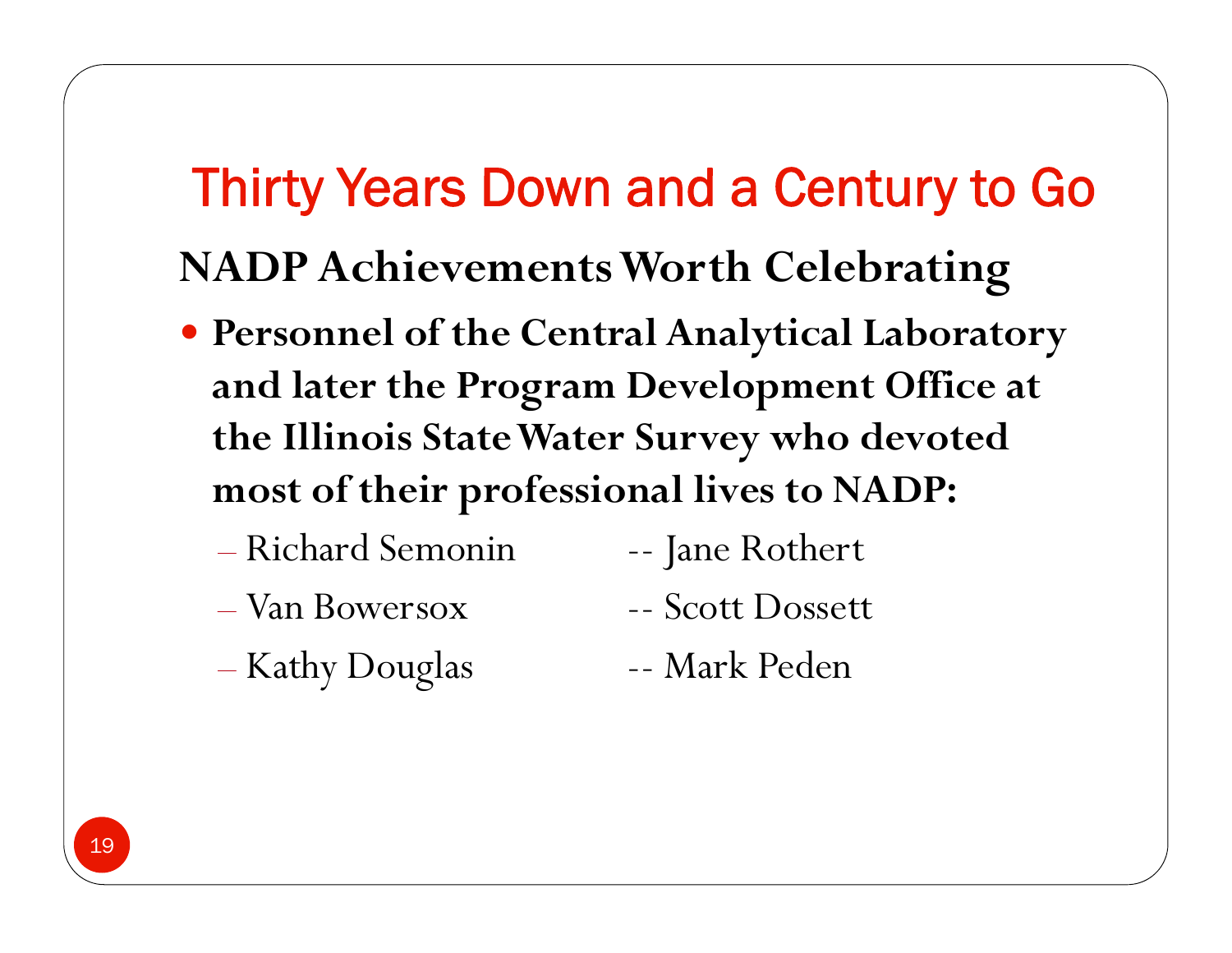# Thirty Years Down and a Century to Go

## NADP Achievements Worth Celebrating

- **Personnel of the Central Analytical Laboratory and later the Program Development Office at the Illinois State Water Survey who devoted most of their professional lives to NADP:**
  - Richard Semonin
  - Van Bowersox
  - Kathy Douglas
  - Jane Rothert
  - Scott Dossett
  - Mark Peden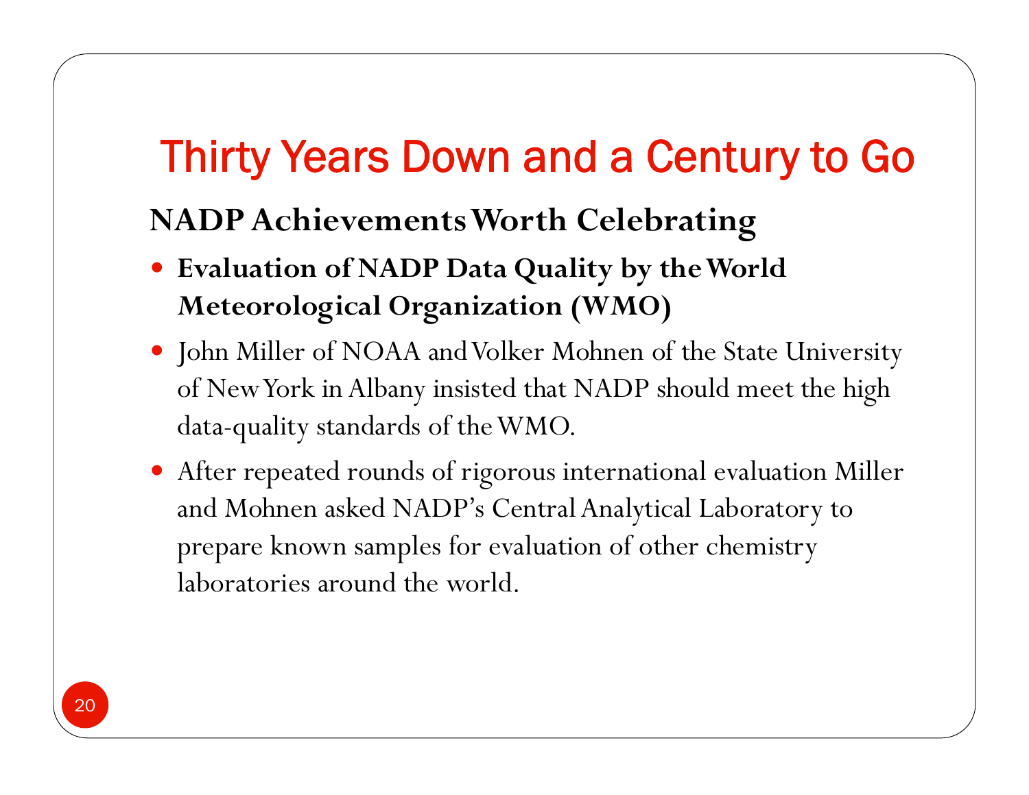# Thirty Years Down and a Century to Go

## NADP Achievements Worth Celebrating

- **Evaluation of NADP Data Quality by the World Meteorological Organization (WMO)**
- John Miller of NOAA and Volker Mohnen of the State University of New York in Albany insisted that NADP should meet the high data-quality standards of the WMO.
- After repeated rounds of rigorous international evaluation Miller and Mohnen asked NADP's Central Analytical Laboratory to prepare known samples for evaluation of other chemistry laboratories around the world.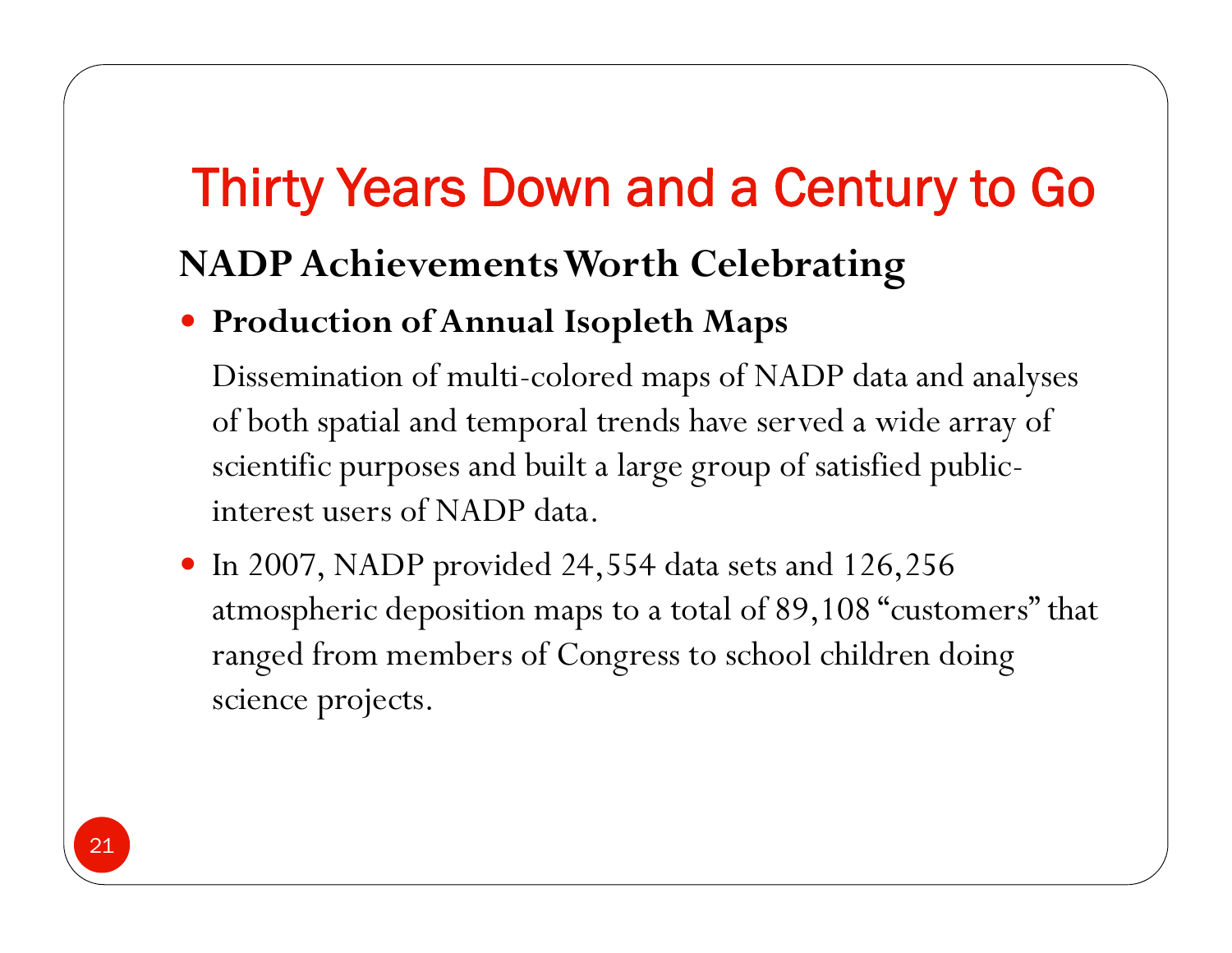# Thirty Years Down and a Century to Go

## NADP Achievements Worth Celebrating

- **Production of Annual Isopleth Maps**

  Dissemination of multi-colored maps of NADP data and analyses of both spatial and temporal trends have served a wide array of scientific purposes and built a large group of satisfied public-interest users of NADP data.

- In 2007, NADP provided 24,554 data sets and 126,256 atmospheric deposition maps to a total of 89,108 "customers" that ranged from members of Congress to school children doing science projects.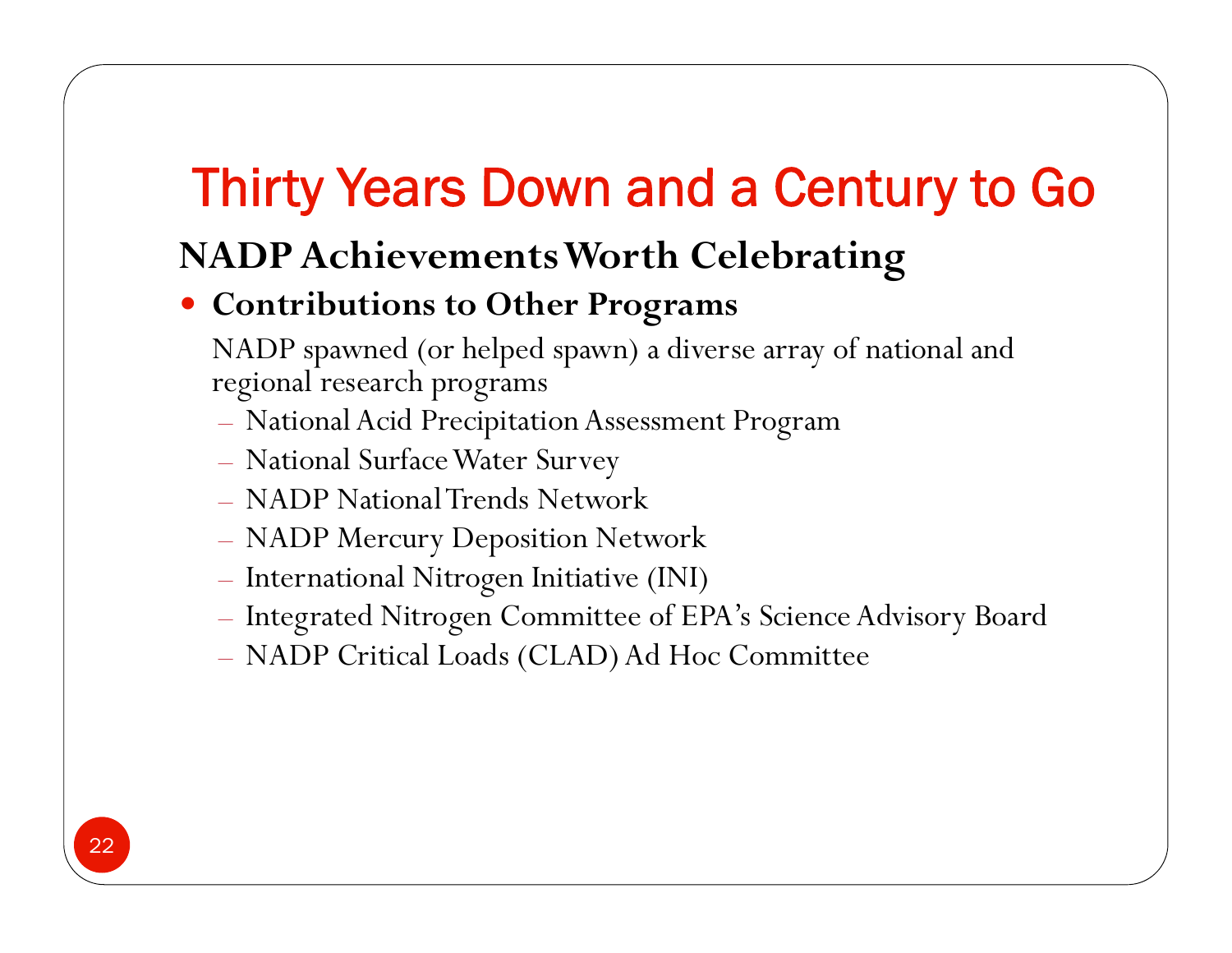# Thirty Years Down and a Century to Go

## NADP Achievements Worth Celebrating

- **Contributions to Other Programs**

  NADP spawned (or helped spawn) a diverse array of national and regional research programs

  - National Acid Precipitation Assessment Program
  - National Surface Water Survey
  - NADP National Trends Network
  - NADP Mercury Deposition Network
  - International Nitrogen Initiative (INI)
  - Integrated Nitrogen Committee of EPA's Science Advisory Board
  - NADP Critical Loads (CLAD) Ad Hoc Committee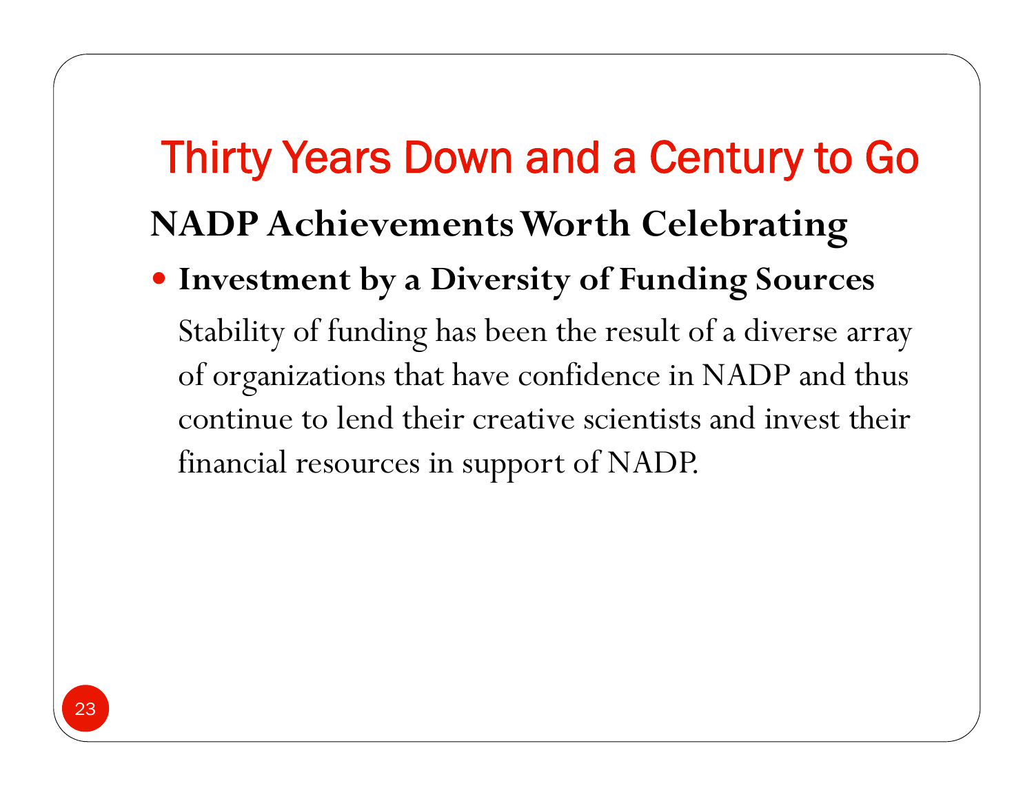# Thirty Years Down and a Century to Go

## NADP Achievements Worth Celebrating

- **Investment by a Diversity of Funding Sources**

  Stability of funding has been the result of a diverse array of organizations that have confidence in NADP and thus continue to lend their creative scientists and invest their financial resources in support of NADP.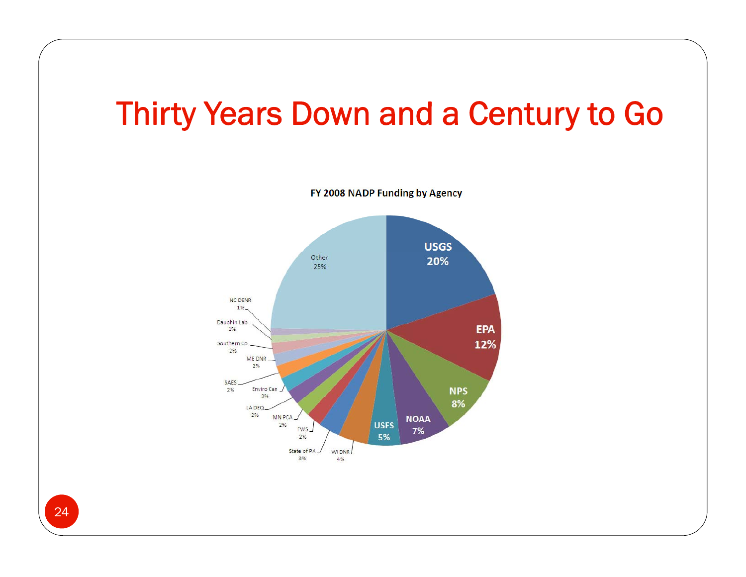# Thirty Years Down and a Century to Go

FY 2008 NADP Funding by Agency

| Agency | Share |
| --- | --- |
| USGS | 20% |
| EPA | 12% |
| NPS | 8% |
| NOAA | 7% |
| USFS | 5% |
| WI DNR | 4% |
| State of PA | 3% |
| FWS | 2% |
| MN PCA | 2% |
| LA DEQ | 2% |
| Enviro Can | 2% |
| SAES | 2% |
| ME DNR | 2% |
| Southern Co. | 2% |
| Dauphin Lab | 1% |
| NC DENR | 1% |
| Other | 25% |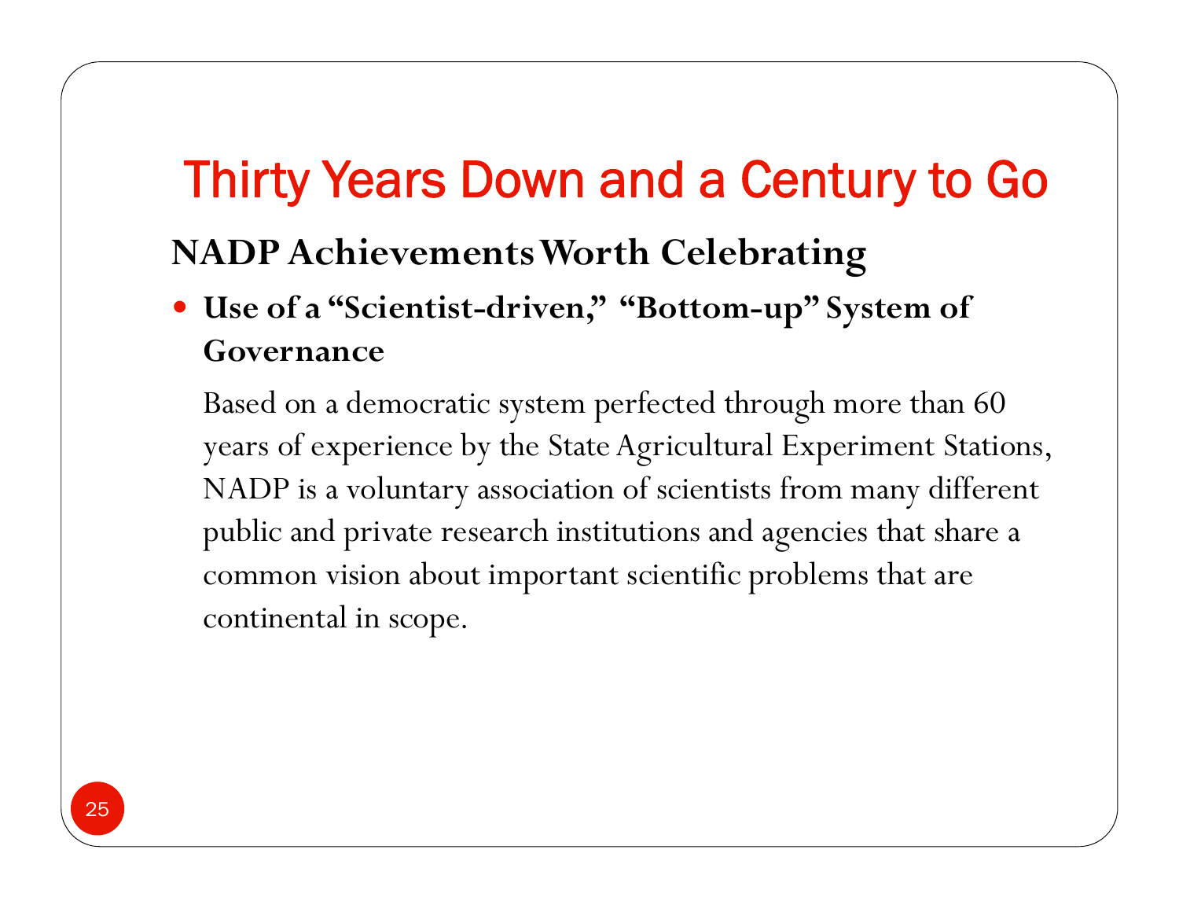# Thirty Years Down and a Century to Go

## NADP Achievements Worth Celebrating

- **Use of a "Scientist-driven," "Bottom-up" System of Governance**

  Based on a democratic system perfected through more than 60 years of experience by the State Agricultural Experiment Stations, NADP is a voluntary association of scientists from many different public and private research institutions and agencies that share a common vision about important scientific problems that are continental in scope.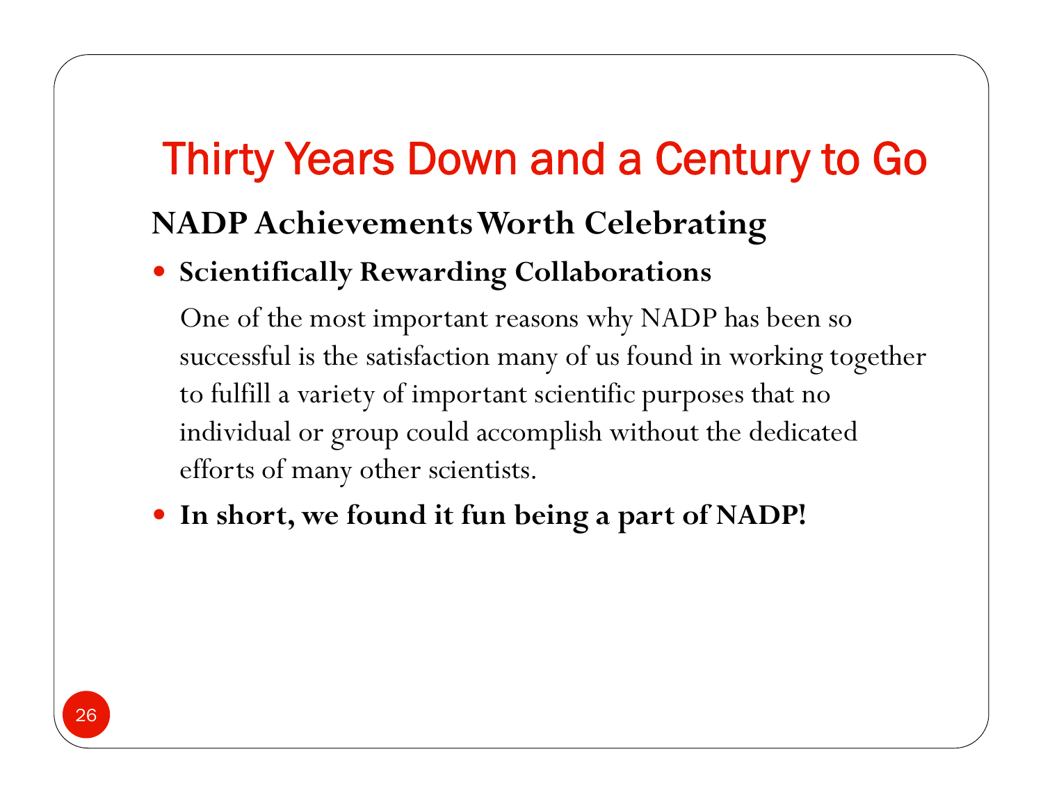# Thirty Years Down and a Century to Go

## NADP Achievements Worth Celebrating

- **Scientifically Rewarding Collaborations**

  One of the most important reasons why NADP has been so successful is the satisfaction many of us found in working together to fulfill a variety of important scientific purposes that no individual or group could accomplish without the dedicated efforts of many other scientists.

- **In short, we found it fun being a part of NADP!**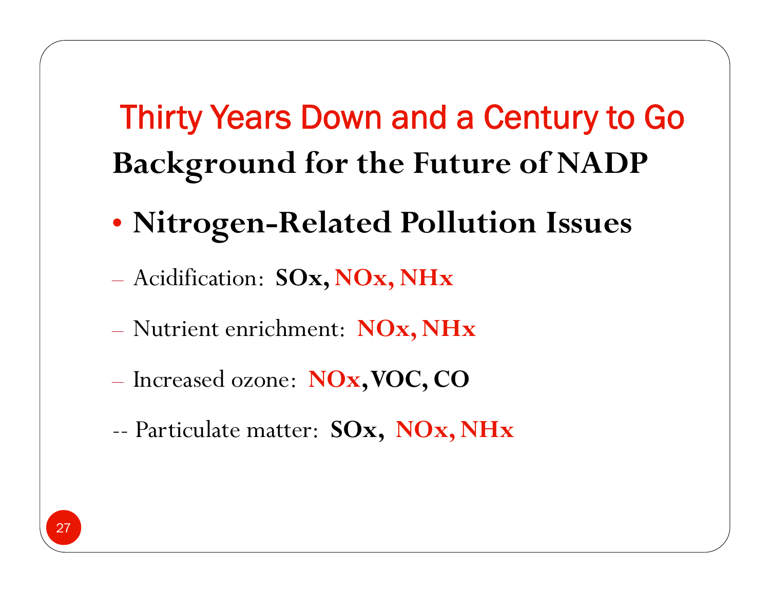# Thirty Years Down and a Century to Go

## Background for the Future of NADP

- **Nitrogen-Related Pollution Issues**

– Acidification: **SOx, NOx, NHx**

– Nutrient enrichment: **NOx, NHx**

– Increased ozone: **NOx, VOC, CO**

-- Particulate matter: **SOx, NOx, NHx**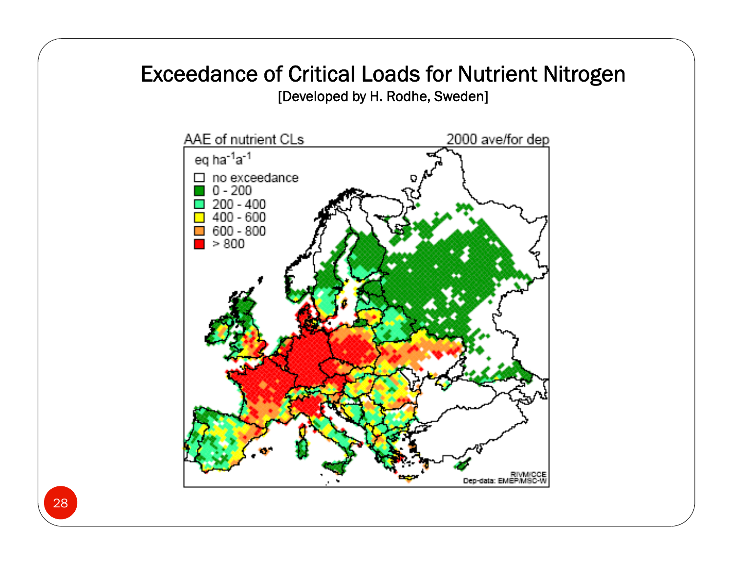# Exceedance of Critical Loads for Nutrient Nitrogen

[Developed by H. Rodhe, Sweden]

AAE of nutrient CLs — 2000 ave/for dep

eq $ha^{-1}a^{-1}$

- no exceedance
- 0 - 200
- 200 - 400
- 400 - 600
- 600 - 800
- > 800

RIVM/CCE
Dep-data: EMEP/MSC-W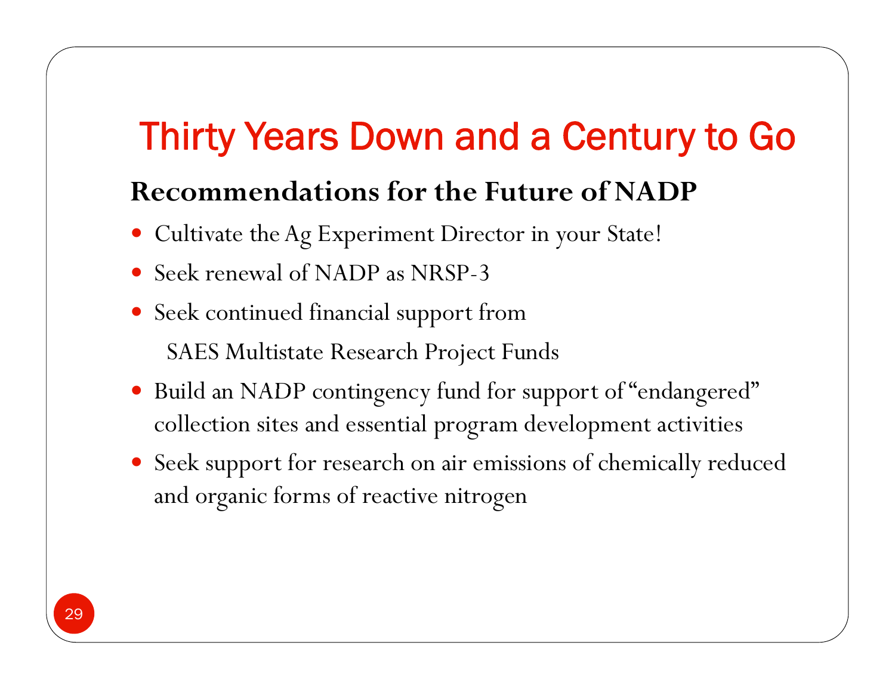# Thirty Years Down and a Century to Go

## Recommendations for the Future of NADP

- Cultivate the Ag Experiment Director in your State!
- Seek renewal of NADP as NRSP-3
- Seek continued financial support from

  SAES Multistate Research Project Funds
- Build an NADP contingency fund for support of "endangered" collection sites and essential program development activities
- Seek support for research on air emissions of chemically reduced and organic forms of reactive nitrogen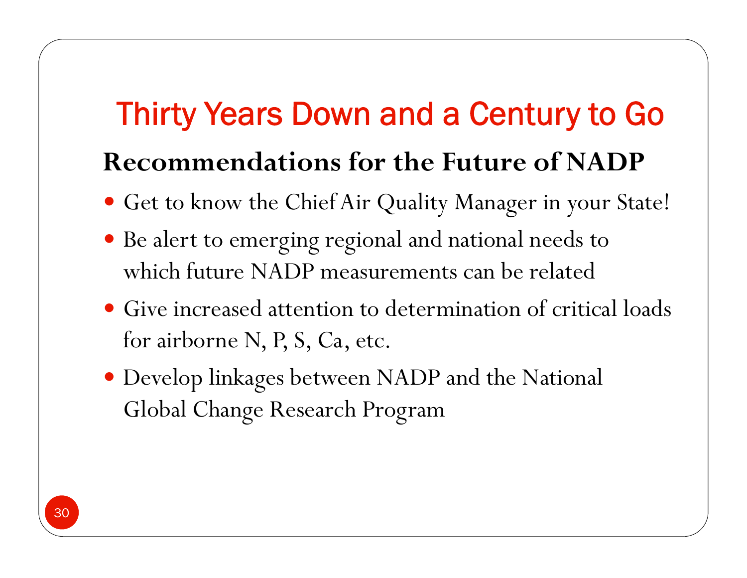# Thirty Years Down and a Century to Go

## Recommendations for the Future of NADP

- Get to know the Chief Air Quality Manager in your State!
- Be alert to emerging regional and national needs to which future NADP measurements can be related
- Give increased attention to determination of critical loads for airborne N, P, S, Ca, etc.
- Develop linkages between NADP and the National Global Change Research Program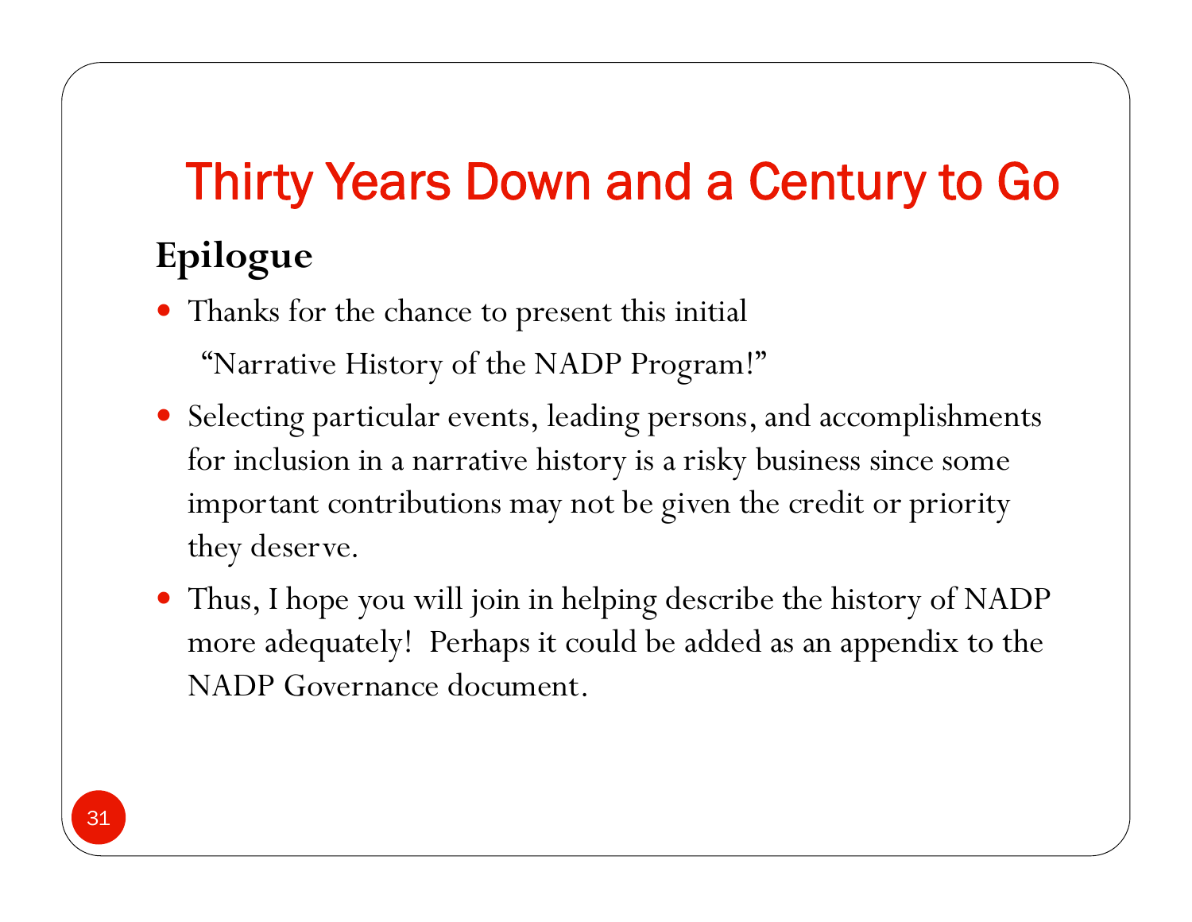# Thirty Years Down and a Century to Go

## Epilogue

- Thanks for the chance to present this initial "Narrative History of the NADP Program!"
- Selecting particular events, leading persons, and accomplishments for inclusion in a narrative history is a risky business since some important contributions may not be given the credit or priority they deserve.
- Thus, I hope you will join in helping describe the history of NADP more adequately! Perhaps it could be added as an appendix to the NADP Governance document.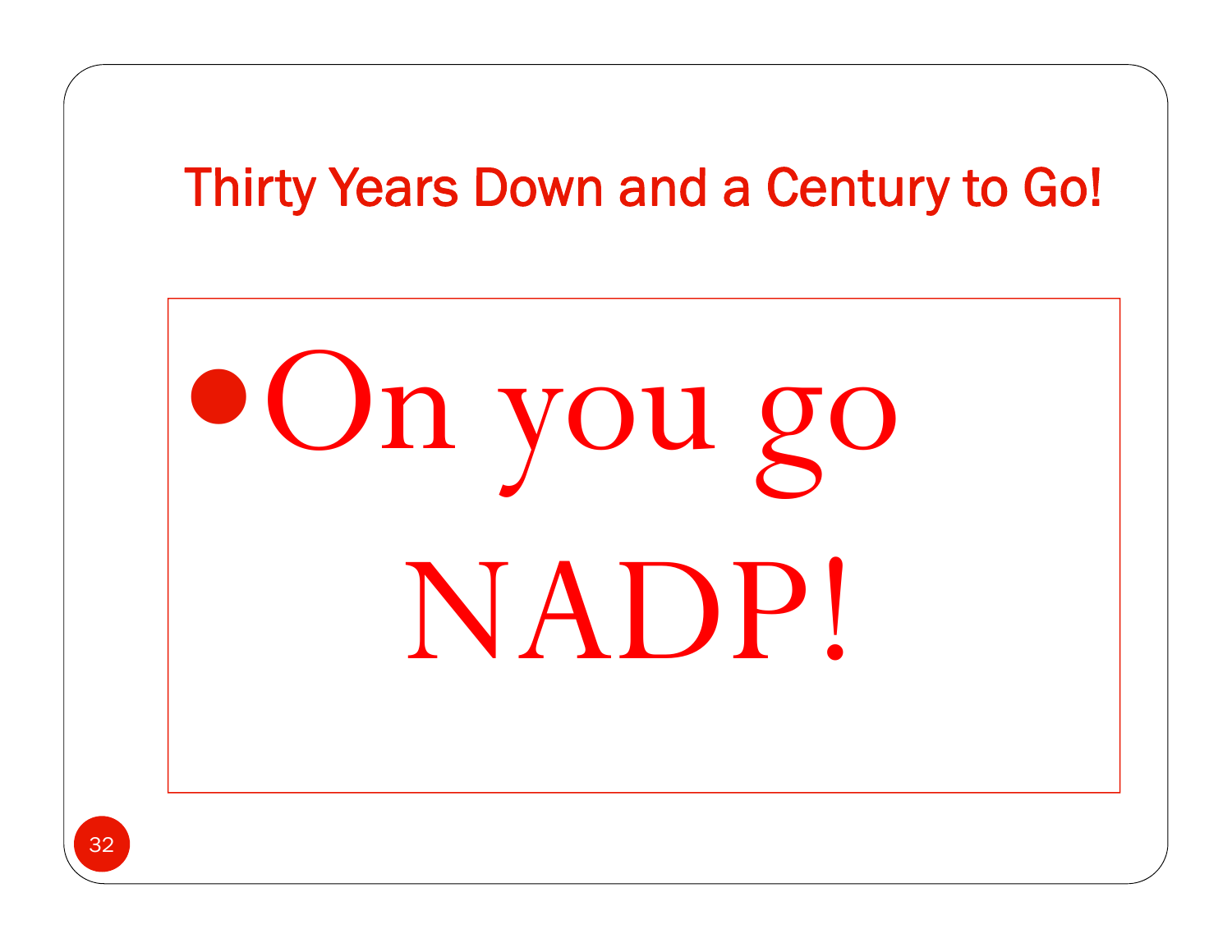# Thirty Years Down and a Century to Go!

- On you go NADP!